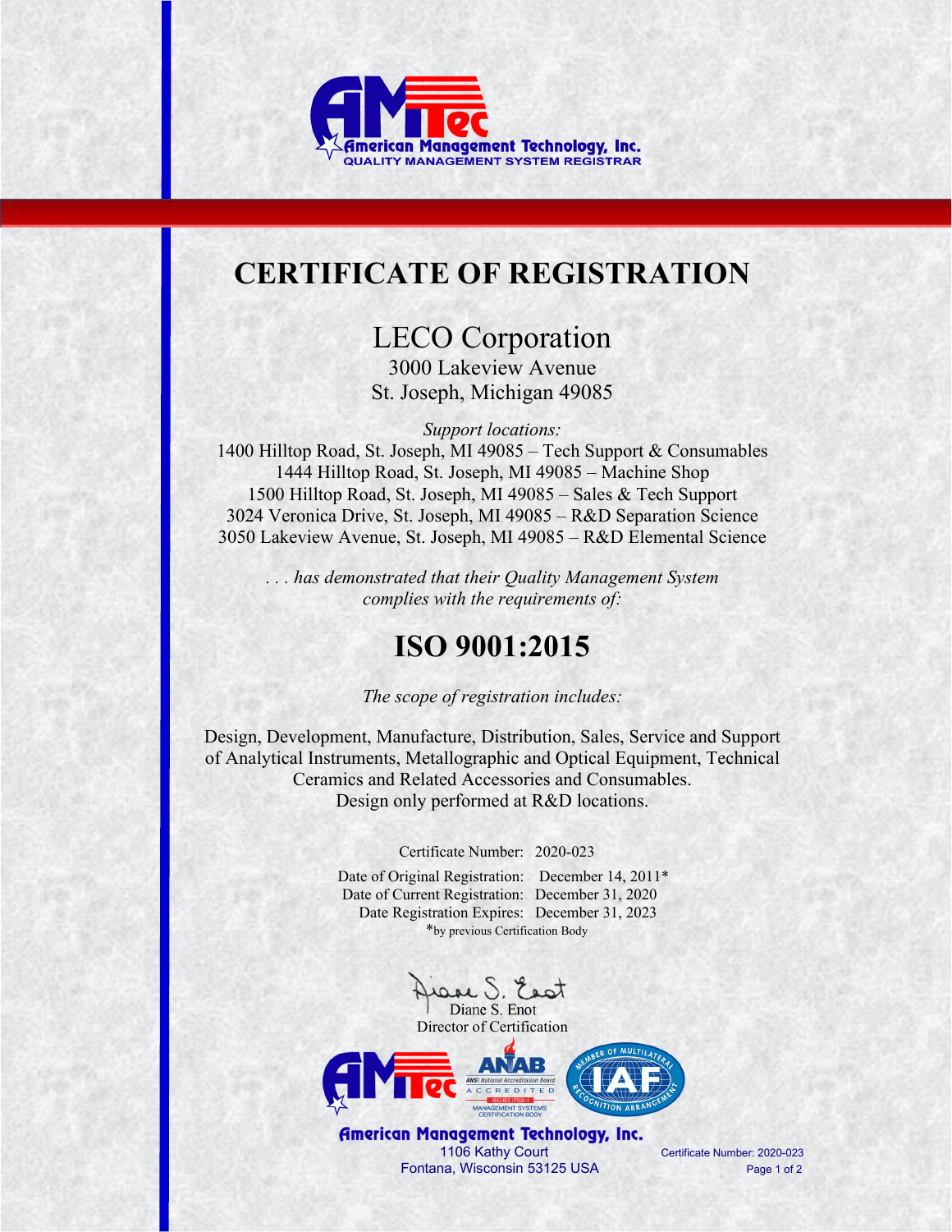American Management Technology, Inc.
QUALITY MANAGEMENT SYSTEM REGISTRAR

# CERTIFICATE OF REGISTRATION

## LECO Corporation

3000 Lakeview Avenue
St. Joseph, Michigan 49085

*Support locations:*

1400 Hilltop Road, St. Joseph, MI 49085 – Tech Support & Consumables
1444 Hilltop Road, St. Joseph, MI 49085 – Machine Shop
1500 Hilltop Road, St. Joseph, MI 49085 – Sales & Tech Support
3024 Veronica Drive, St. Joseph, MI 49085 – R&D Separation Science
3050 Lakeview Avenue, St. Joseph, MI 49085 – R&D Elemental Science

*. . . has demonstrated that their Quality Management System complies with the requirements of:*

# ISO 9001:2015

*The scope of registration includes:*

Design, Development, Manufacture, Distribution, Sales, Service and Support of Analytical Instruments, Metallographic and Optical Equipment, Technical Ceramics and Related Accessories and Consumables.
Design only performed at R&D locations.

Certificate Number: 2020-023

Date of Original Registration: December 14, 2011*
Date of Current Registration: December 31, 2020
Date Registration Expires: December 31, 2023
*by previous Certification Body

Diane S. Enot
Director of Certification

ANAB ANSI National Accreditation Board ACCREDITED ISO/IEC 17021-1 MANAGEMENT SYSTEMS CERTIFICATION BODY

IAF MEMBER OF MULTILATERAL RECOGNITION ARRANGEMENT

American Management Technology, Inc.
1106 Kathy Court
Fontana, Wisconsin 53125 USA

Certificate Number: 2020-023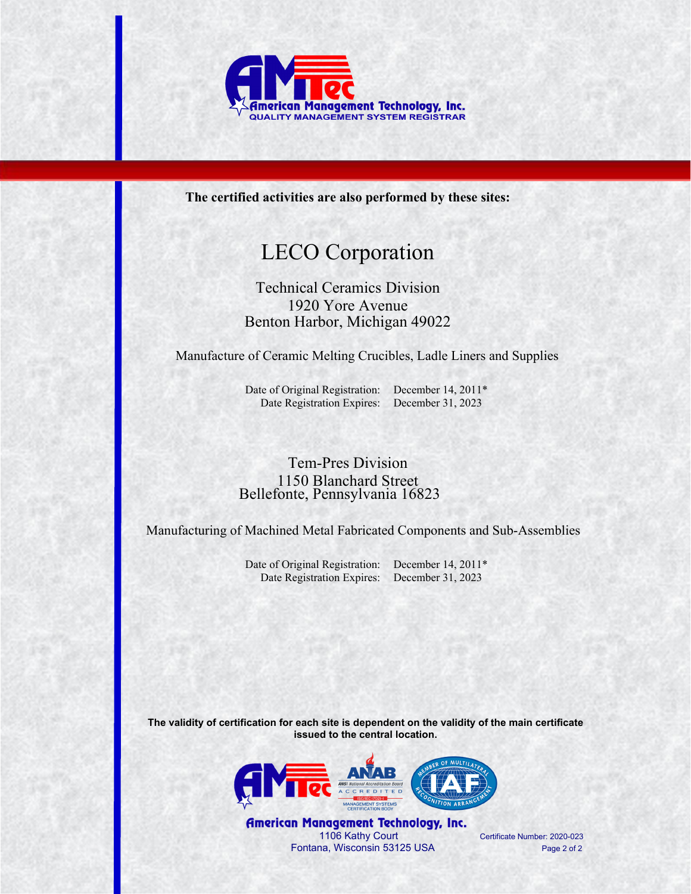American Management Technology, Inc.
QUALITY MANAGEMENT SYSTEM REGISTRAR

**The certified activities are also performed by these sites:**

# LECO Corporation

Technical Ceramics Division
1920 Yore Avenue
Benton Harbor, Michigan 49022

Manufacture of Ceramic Melting Crucibles, Ladle Liners and Supplies

Date of Original Registration: December 14, 2011*
Date Registration Expires: December 31, 2023

Tem-Pres Division
1150 Blanchard Street
Bellefonte, Pennsylvania 16823

Manufacturing of Machined Metal Fabricated Components and Sub-Assemblies

Date of Original Registration: December 14, 2011*
Date Registration Expires: December 31, 2023

**The validity of certification for each site is dependent on the validity of the main certificate issued to the central location.**

ANAB ANSI National Accreditation Board ACCREDITED ISO/IEC 17021-1 MANAGEMENT SYSTEMS CERTIFICATION BODY

MEMBER OF MULTILATERAL RECOGNITION ARRANGEMENT IAF

American Management Technology, Inc.
1106 Kathy Court
Fontana, Wisconsin 53125 USA

Certificate Number: 2020-023